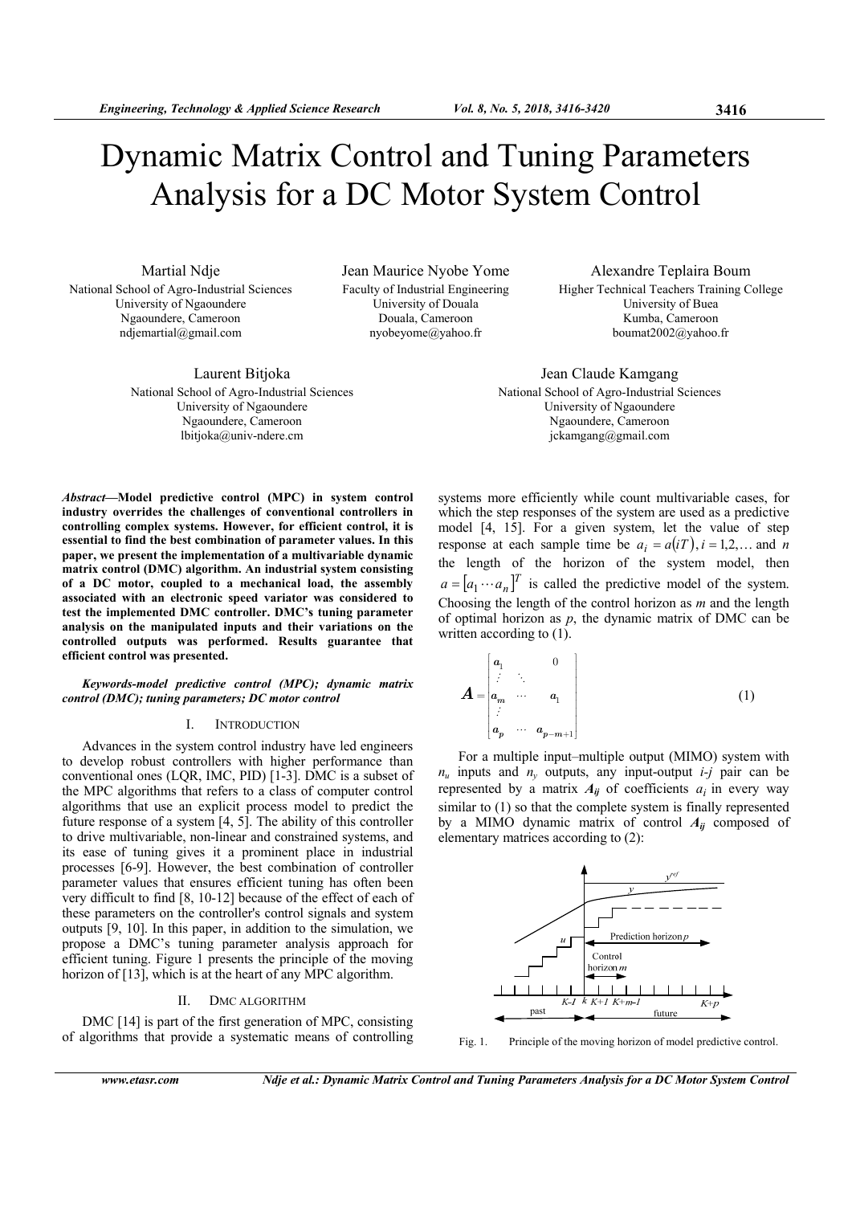# Dynamic Matrix Control and Tuning Parameters Analysis for a DC Motor System Control

Martial Ndje
National School of Agro-Industrial Sciences
University of Ngaoundere
Ngaoundere, Cameroon
ndjemartial@gmail.com

Jean Maurice Nyobe Yome
Faculty of Industrial Engineering
University of Douala
Douala, Cameroon
nyobeyome@yahoo.fr

Alexandre Teplaira Boum
Higher Technical Teachers Training College
University of Buea
Kumba, Cameroon
boumat2002@yahoo.fr

Laurent Bitjoka
National School of Agro-Industrial Sciences
University of Ngaoundere
Ngaoundere, Cameroon
lbitjoka@univ-ndere.cm

Jean Claude Kamgang
National School of Agro-Industrial Sciences
University of Ngaoundere
Ngaoundere, Cameroon
jckamgang@gmail.com

***Abstract*—Model predictive control (MPC) in system control industry overrides the challenges of conventional controllers in controlling complex systems. However, for efficient control, it is essential to find the best combination of parameter values. In this paper, we present the implementation of a multivariable dynamic matrix control (DMC) algorithm. An industrial system consisting of a DC motor, coupled to a mechanical load, the assembly associated with an electronic speed variator was considered to test the implemented DMC controller. DMC's tuning parameter analysis on the manipulated inputs and their variations on the controlled outputs was performed. Results guarantee that efficient control was presented.**

***Keywords-model predictive control (MPC); dynamic matrix control (DMC); tuning parameters; DC motor control***

## I. Introduction

Advances in the system control industry have led engineers to develop robust controllers with higher performance than conventional ones (LQR, IMC, PID) [1-3]. DMC is a subset of the MPC algorithms that refers to a class of computer control algorithms that use an explicit process model to predict the future response of a system [4, 5]. The ability of this controller to drive multivariable, non-linear and constrained systems, and its ease of tuning gives it a prominent place in industrial processes [6-9]. However, the best combination of controller parameter values that ensures efficient tuning has often been very difficult to find [8, 10-12] because of the effect of each of these parameters on the controller's control signals and system outputs [9, 10]. In this paper, in addition to the simulation, we propose a DMC's tuning parameter analysis approach for efficient tuning. Figure 1 presents the principle of the moving horizon of [13], which is at the heart of any MPC algorithm.

## II. DMC Algorithm

DMC [14] is part of the first generation of MPC, consisting of algorithms that provide a systematic means of controlling systems more efficiently while count multivariable cases, for which the step responses of the system are used as a predictive model [4, 15]. For a given system, let the value of step response at each sample time be $a_i = a(iT), i = 1,2,\ldots$ and $n$ the length of the horizon of the system model, then $a = [a_1 \cdots a_n]^T$ is called the predictive model of the system. Choosing the length of the control horizon as $m$ and the length of optimal horizon as $p$, the dynamic matrix of DMC can be written according to (1).

$$\boldsymbol{A} = \begin{bmatrix} a_1 & & 0 \\ \vdots & \ddots & \\ a_m & \cdots & a_1 \\ \vdots & & \\ a_p & \cdots & a_{p-m+1} \end{bmatrix} \quad (1)$$

For a multiple input–multiple output (MIMO) system with $n_u$ inputs and $n_y$ outputs, any input-output $i$-$j$ pair can be represented by a matrix $\boldsymbol{A}_{ij}$ of coefficients $a_i$ in every way similar to (1) so that the complete system is finally represented by a MIMO dynamic matrix of control $\boldsymbol{A}_{ij}$ composed of elementary matrices according to (2):

Fig. 1. Principle of the moving horizon of model predictive control.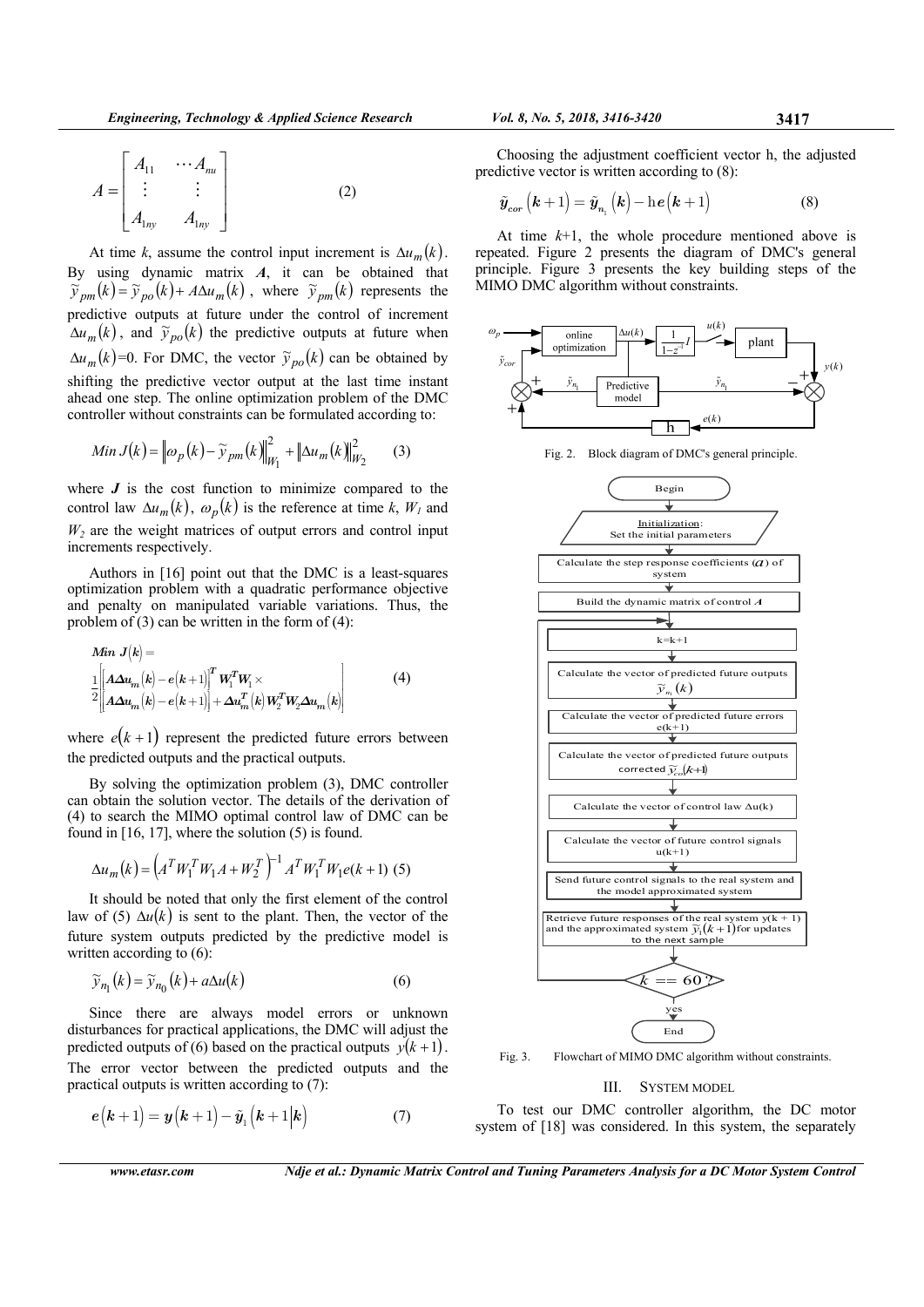$$A = \begin{bmatrix} A_{11} & \cdots A_{nu} \\ \vdots & \vdots \\ A_{1ny} & A_{1ny} \end{bmatrix} \tag{2}$$

At time $k$, assume the control input increment is $\Delta u_m(k)$. By using dynamic matrix $\boldsymbol{A}$, it can be obtained that $\tilde{y}_{pm}(k) = \tilde{y}_{po}(k) + A\Delta u_m(k)$, where $\tilde{y}_{pm}(k)$ represents the predictive outputs at future under the control of increment $\Delta u_m(k)$, and $\tilde{y}_{po}(k)$ the predictive outputs at future when $\Delta u_m(k)$=0. For DMC, the vector $\tilde{y}_{po}(k)$ can be obtained by shifting the predictive vector output at the last time instant ahead one step. The online optimization problem of the DMC controller without constraints can be formulated according to:

$$Min\ J(k) = \left\| \omega_p(k) - \tilde{y}_{pm}(k) \right\|^2_{W_1} + \left\| \Delta u_m(k) \right\|^2_{W_2} \tag{3}$$

where $\boldsymbol{J}$ is the cost function to minimize compared to the control law $\Delta u_m(k)$, $\omega_p(k)$ is the reference at time $k$, $W_1$ and $W_2$ are the weight matrices of output errors and control input increments respectively.

Authors in [16] point out that the DMC is a least-squares optimization problem with a quadratic performance objective and penalty on manipulated variable variations. Thus, the problem of (3) can be written in the form of (4):

$$\begin{aligned} &\boldsymbol{Min}\ \boldsymbol{J}(\boldsymbol{k}) = \\ &\frac{1}{2}\begin{bmatrix} \left[\boldsymbol{A\Delta u}_m(\boldsymbol{k}) - \boldsymbol{e}(\boldsymbol{k}+1)\right]^T \boldsymbol{W}_1^T \boldsymbol{W}_1 \times \\ \left[\boldsymbol{A\Delta u}_m(\boldsymbol{k}) - \boldsymbol{e}(\boldsymbol{k}+1)\right] + \boldsymbol{\Delta u}_m^T(\boldsymbol{k}) \boldsymbol{W}_2^T \boldsymbol{W}_2 \boldsymbol{\Delta u}_m(\boldsymbol{k}) \end{bmatrix} \end{aligned} \tag{4}$$

where $e(k+1)$ represent the predicted future errors between the predicted outputs and the practical outputs.

By solving the optimization problem (3), DMC controller can obtain the solution vector. The details of the derivation of (4) to search the MIMO optimal control law of DMC can be found in [16, 17], where the solution (5) is found.

$$\Delta u_m(k) = \left(A^T W_1^T W_1 A + W_2^T\right)^{-1} A^T W_1^T W_1 e(k+1) \tag{5}$$

It should be noted that only the first element of the control law of (5) $\Delta u(k)$ is sent to the plant. Then, the vector of the future system outputs predicted by the predictive model is written according to (6):

$$\tilde{y}_{n_1}(k) = \tilde{y}_{n_0}(k) + a\Delta u(k) \tag{6}$$

Since there are always model errors or unknown disturbances for practical applications, the DMC will adjust the predicted outputs of (6) based on the practical outputs $y(k+1)$. The error vector between the predicted outputs and the practical outputs is written according to (7):

$$\boldsymbol{e}(\boldsymbol{k}+1) = \boldsymbol{y}(\boldsymbol{k}+1) - \tilde{\boldsymbol{y}}_1(\boldsymbol{k}+1|\boldsymbol{k}) \tag{7}$$

Choosing the adjustment coefficient vector h, the adjusted predictive vector is written according to (8):

$$\tilde{\boldsymbol{y}}_{cor}(\boldsymbol{k}+1) = \tilde{\boldsymbol{y}}_{n_1}(\boldsymbol{k}) - \mathrm{h}\boldsymbol{e}(\boldsymbol{k}+1) \tag{8}$$

At time $k$+1, the whole procedure mentioned above is repeated. Figure 2 presents the diagram of DMC's general principle. Figure 3 presents the key building steps of the MIMO DMC algorithm without constraints.

Fig. 2. Block diagram of DMC's general principle.

Fig. 3. Flowchart of MIMO DMC algorithm without constraints.

## III. SYSTEM MODEL

To test our DMC controller algorithm, the DC motor system of [18] was considered. In this system, the separately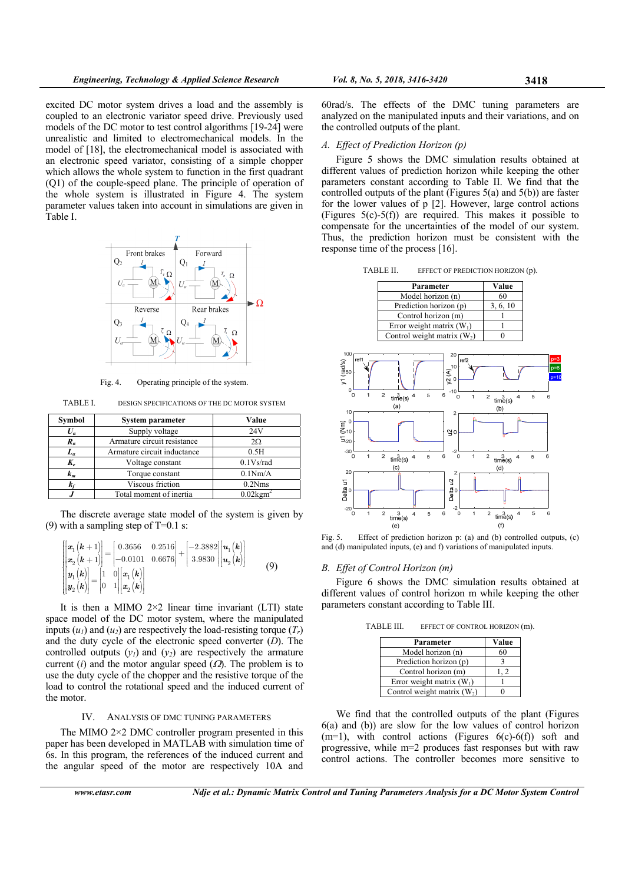excited DC motor system drives a load and the assembly is coupled to an electronic variator speed drive. Previously used models of the DC motor to test control algorithms [19-24] were unrealistic and limited to electromechanical models. In the model of [18], the electromechanical model is associated with an electronic speed variator, consisting of a simple chopper which allows the whole system to function in the first quadrant (Q1) of the couple-speed plane. The principle of operation of the whole system is illustrated in Figure 4. The system parameter values taken into account in simulations are given in Table I.

Fig. 4. Operating principle of the system.

TABLE I. DESIGN SPECIFICATIONS OF THE DC MOTOR SYSTEM

| Symbol | System parameter | Value |
|---|---|---|
| $U_a$ | Supply voltage | 24V |
| $R_a$ | Armature circuit resistance | 2Ω |
| $L_a$ | Armature circuit inductance | 0.5H |
| $K_e$ | Voltage constant | 0.1Vs/rad |
| $k_m$ | Torque constant | 0.1Nm/A |
| $k_f$ | Viscous friction | 0.2Nms |
| $J$ | Total moment of inertia | 0.02kgm$^2$ |

The discrete average state model of the system is given by (9) with a sampling step of T=0.1 s:

$$\begin{cases} \begin{bmatrix} x_1(k+1) \\ x_2(k+1) \end{bmatrix} = \begin{bmatrix} 0.3656 & 0.2516 \\ -0.0101 & 0.6676 \end{bmatrix} + \begin{bmatrix} -2.3882 \\ 3.9830 \end{bmatrix} \begin{bmatrix} u_1(k) \\ u_2(k) \end{bmatrix} \\ \begin{bmatrix} y_1(k) \\ y_2(k) \end{bmatrix} = \begin{bmatrix} 1 & 0 \\ 0 & 1 \end{bmatrix} \begin{bmatrix} x_1(k) \\ x_2(k) \end{bmatrix} \end{cases} \quad (9)$$

It is then a MIMO 2×2 linear time invariant (LTI) state space model of the DC motor system, where the manipulated inputs ($u_1$) and ($u_2$) are respectively the load-resisting torque ($T_r$) and the duty cycle of the electronic speed converter ($D$). The controlled outputs ($y_1$) and ($y_2$) are respectively the armature current ($i$) and the motor angular speed ($\Omega$). The problem is to use the duty cycle of the chopper and the resistive torque of the load to control the rotational speed and the induced current of the motor.

## IV. ANALYSIS OF DMC TUNING PARAMETERS

The MIMO 2×2 DMC controller program presented in this paper has been developed in MATLAB with simulation time of 6s. In this program, the references of the induced current and the angular speed of the motor are respectively 10A and 60rad/s. The effects of the DMC tuning parameters are analyzed on the manipulated inputs and their variations, and on the controlled outputs of the plant.

### A. Effect of Prediction Horizon (p)

Figure 5 shows the DMC simulation results obtained at different values of prediction horizon while keeping the other parameters constant according to Table II. We find that the controlled outputs of the plant (Figures 5(a) and 5(b)) are faster for the lower values of p [2]. However, large control actions (Figures 5(c)-5(f)) are required. This makes it possible to compensate for the uncertainties of the model of our system. Thus, the prediction horizon must be consistent with the response time of the process [16].

TABLE II. EFFECT OF PREDICTION HORIZON (p).

| Parameter | Value |
|---|---|
| Model horizon (n) | 60 |
| Prediction horizon (p) | 3, 6, 10 |
| Control horizon (m) | 1 |
| Error weight matrix ($W_1$) | 1 |
| Control weight matrix ($W_2$) | 0 |

Fig. 5. Effect of prediction horizon p: (a) and (b) controlled outputs, (c) and (d) manipulated inputs, (e) and f) variations of manipulated inputs.

### B. Effet of Control Horizon (m)

Figure 6 shows the DMC simulation results obtained at different values of control horizon m while keeping the other parameters constant according to Table III.

TABLE III. EFFECT OF CONTROL HORIZON (m).

| Parameter | Value |
|---|---|
| Model horizon (n) | 60 |
| Prediction horizon (p) | 3 |
| Control horizon (m) | 1, 2 |
| Error weight matrix ($W_1$) | 1 |
| Control weight matrix ($W_2$) | 0 |

We find that the controlled outputs of the plant (Figures 6(a) and (b)) are slow for the low values of control horizon (m=1), with control actions (Figures 6(c)-6(f)) soft and progressive, while m=2 produces fast responses but with raw control actions. The controller becomes more sensitive to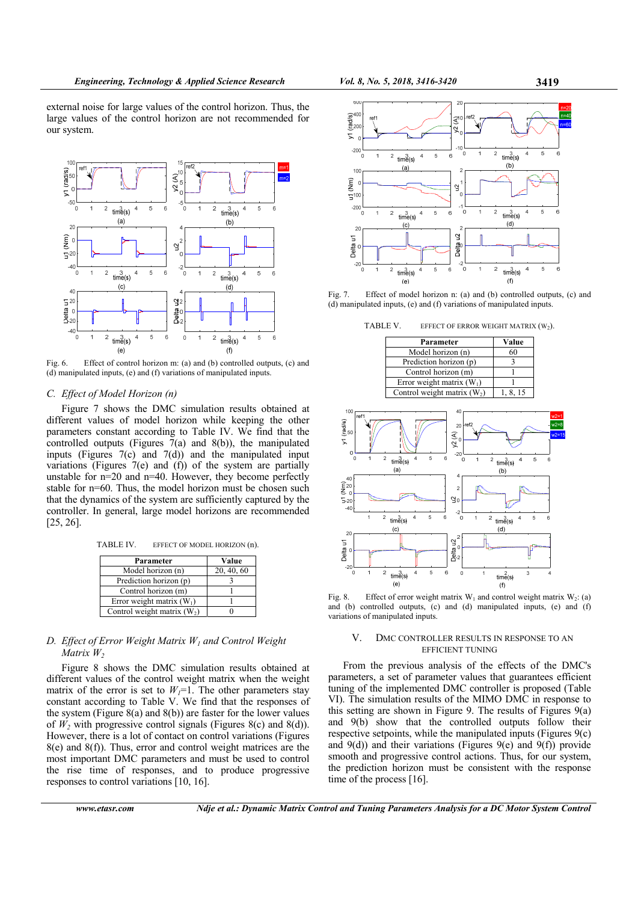external noise for large values of the control horizon. Thus, the large values of the control horizon are not recommended for our system.

Fig. 6. Effect of control horizon m: (a) and (b) controlled outputs, (c) and (d) manipulated inputs, (e) and (f) variations of manipulated inputs.

### C. *Effect of Model Horizon (n)*

Figure 7 shows the DMC simulation results obtained at different values of model horizon while keeping the other parameters constant according to Table IV. We find that the controlled outputs (Figures 7(a) and 8(b)), the manipulated inputs (Figures 7(c) and 7(d)) and the manipulated input variations (Figures 7(e) and (f)) of the system are partially unstable for n=20 and n=40. However, they become perfectly stable for n=60. Thus, the model horizon must be chosen such that the dynamics of the system are sufficiently captured by the controller. In general, large model horizons are recommended [25, 26].

TABLE IV. EFFECT OF MODEL HORIZON (n).

| Parameter | Value |
|---|---|
| Model horizon (n) | 20, 40, 60 |
| Prediction horizon (p) | 3 |
| Control horizon (m) | 1 |
| Error weight matrix ($W_1$) | 1 |
| Control weight matrix ($W_2$) | 0 |

### D. *Effect of Error Weight Matrix $W_1$ and Control Weight Matrix $W_2$*

Figure 8 shows the DMC simulation results obtained at different values of the control weight matrix when the weight matrix of the error is set to $W_1$=1. The other parameters stay constant according to Table V. We find that the responses of the system (Figure 8(a) and 8(b)) are faster for the lower values of $W_2$ with progressive control signals (Figures 8(c) and 8(d)). However, there is a lot of contact on control variations (Figures 8(e) and 8(f)). Thus, error and control weight matrices are the most important DMC parameters and must be used to control the rise time of responses, and to produce progressive responses to control variations [10, 16].

Fig. 7. Effect of model horizon n: (a) and (b) controlled outputs, (c) and (d) manipulated inputs, (e) and (f) variations of manipulated inputs.

TABLE V. EFFECT OF ERROR WEIGHT MATRIX ($W_2$).

| Parameter | Value |
|---|---|
| Model horizon (n) | 60 |
| Prediction horizon (p) | 3 |
| Control horizon (m) | 1 |
| Error weight matrix ($W_1$) | 1 |
| Control weight matrix ($W_2$) | 1, 8, 15 |

Fig. 8. Effect of error weight matrix $W_1$ and control weight matrix $W_2$: (a) and (b) controlled outputs, (c) and (d) manipulated inputs, (e) and (f) variations of manipulated inputs.

## V. DMC CONTROLLER RESULTS IN RESPONSE TO AN EFFICIENT TUNING

From the previous analysis of the effects of the DMC's parameters, a set of parameter values that guarantees efficient tuning of the implemented DMC controller is proposed (Table VI). The simulation results of the MIMO DMC in response to this setting are shown in Figure 9. The results of Figures 9(a) and 9(b) show that the controlled outputs follow their respective setpoints, while the manipulated inputs (Figures 9(c) and 9(d)) and their variations (Figures 9(e) and 9(f)) provide smooth and progressive control actions. Thus, for our system, the prediction horizon must be consistent with the response time of the process [16].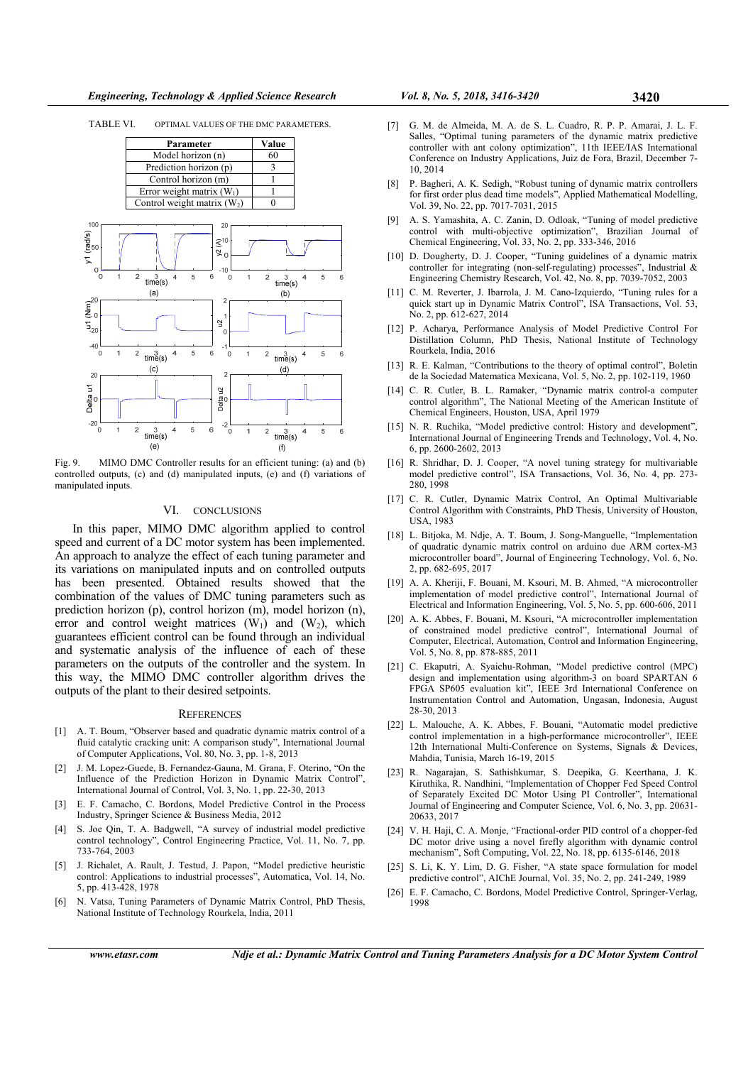TABLE VI. OPTIMAL VALUES OF THE DMC PARAMETERS.

| Parameter | Value |
|---|---|
| Model horizon (n) | 60 |
| Prediction horizon (p) | 3 |
| Control horizon (m) | 1 |
| Error weight matrix ($W_1$) | 1 |
| Control weight matrix ($W_2$) | 0 |

y1 (rad/s)
100
50
0
0 1 2 3 4 5 6
time(s)
(a)

y2 (A)
20
10
0
-10
0 1 2 3 4 5 6
time(s)
(b)

u1 (Nm)
20
0
-20
-40
0 1 2 3 4 5 6
time(s)
(c)

u2
2
1
0
-1
0 1 2 3 4 5 6
time(s)
(d)

Delta u1
20
0
-20
0 1 2 3 4 5 6
time(s)
(e)

Delta u2
2
0
-2
0 1 2 3 4 5 6
time(s)
(f)

Fig. 9. MIMO DMC Controller results for an efficient tuning: (a) and (b) controlled outputs, (c) and (d) manipulated inputs, (e) and (f) variations of manipulated inputs.

## VI. CONCLUSIONS

In this paper, MIMO DMC algorithm applied to control speed and current of a DC motor system has been implemented. An approach to analyze the effect of each tuning parameter and its variations on manipulated inputs and on controlled outputs has been presented. Obtained results showed that the combination of the values of DMC tuning parameters such as prediction horizon (p), control horizon (m), model horizon (n), error and control weight matrices ($W_1$) and ($W_2$), which guarantees efficient control can be found through an individual and systematic analysis of the influence of each of these parameters on the outputs of the controller and the system. In this way, the MIMO DMC controller algorithm drives the outputs of the plant to their desired setpoints.

## REFERENCES

[1] A. T. Boum, "Observer based and quadratic dynamic matrix control of a fluid catalytic cracking unit: A comparison study", International Journal of Computer Applications, Vol. 80, No. 3, pp. 1-8, 2013

[2] J. M. Lopez-Guede, B. Fernandez-Gauna, M. Grana, F. Oterino, "On the Influence of the Prediction Horizon in Dynamic Matrix Control", International Journal of Control, Vol. 3, No. 1, pp. 22-30, 2013

[3] E. F. Camacho, C. Bordons, Model Predictive Control in the Process Industry, Springer Science & Business Media, 2012

[4] S. Joe Qin, T. A. Badgwell, "A survey of industrial model predictive control technology", Control Engineering Practice, Vol. 11, No. 7, pp. 733-764, 2003

[5] J. Richalet, A. Rault, J. Testud, J. Papon, "Model predictive heuristic control: Applications to industrial processes", Automatica, Vol. 14, No. 5, pp. 413-428, 1978

[6] N. Vatsa, Tuning Parameters of Dynamic Matrix Control, PhD Thesis, National Institute of Technology Rourkela, India, 2011

[7] G. M. de Almeida, M. A. de S. L. Cuadro, R. P. P. Amarai, J. L. F. Salles, "Optimal tuning parameters of the dynamic matrix predictive controller with ant colony optimization", 11th IEEE/IAS International Conference on Industry Applications, Juiz de Fora, Brazil, December 7-10, 2014

[8] P. Bagheri, A. K. Sedigh, "Robust tuning of dynamic matrix controllers for first order plus dead time models", Applied Mathematical Modelling, Vol. 39, No. 22, pp. 7017-7031, 2015

[9] A. S. Yamashita, A. C. Zanin, D. Odloak, "Tuning of model predictive control with multi-objective optimization", Brazilian Journal of Chemical Engineering, Vol. 33, No. 2, pp. 333-346, 2016

[10] D. Dougherty, D. J. Cooper, "Tuning guidelines of a dynamic matrix controller for integrating (non-self-regulating) processes", Industrial & Engineering Chemistry Research, Vol. 42, No. 8, pp. 7039-7052, 2003

[11] C. M. Reverter, J. Ibarrola, J. M. Cano-Izquierdo, "Tuning rules for a quick start up in Dynamic Matrix Control", ISA Transactions, Vol. 53, No. 2, pp. 612-627, 2014

[12] P. Acharya, Performance Analysis of Model Predictive Control For Distillation Column, PhD Thesis, National Institute of Technology Rourkela, India, 2016

[13] R. E. Kalman, "Contributions to the theory of optimal control", Boletin de la Sociedad Matematica Mexicana, Vol. 5, No. 2, pp. 102-119, 1960

[14] C. R. Cutler, B. L. Ramaker, "Dynamic matrix control-a computer control algorithm", The National Meeting of the American Institute of Chemical Engineers, Houston, USA, April 1979

[15] N. R. Ruchika, "Model predictive control: History and development", International Journal of Engineering Trends and Technology, Vol. 4, No. 6, pp. 2600-2602, 2013

[16] R. Shridhar, D. J. Cooper, "A novel tuning strategy for multivariable model predictive control", ISA Transactions, Vol. 36, No. 4, pp. 273-280, 1998

[17] C. R. Cutler, Dynamic Matrix Control, An Optimal Multivariable Control Algorithm with Constraints, PhD Thesis, University of Houston, USA, 1983

[18] L. Bitjoka, M. Ndje, A. T. Boum, J. Song-Manguelle, "Implementation of quadratic dynamic matrix control on arduino due ARM cortex-M3 microcontroller board", Journal of Engineering Technology, Vol. 6, No. 2, pp. 682-695, 2017

[19] A. A. Kheriji, F. Bouani, M. Ksouri, M. B. Ahmed, "A microcontroller implementation of model predictive control", International Journal of Electrical and Information Engineering, Vol. 5, No. 5, pp. 600-606, 2011

[20] A. K. Abbes, F. Bouani, M. Ksouri, "A microcontroller implementation of constrained model predictive control", International Journal of Computer, Electrical, Automation, Control and Information Engineering, Vol. 5, No. 8, pp. 878-885, 2011

[21] C. Ekaputri, A. Syaichu-Rohman, "Model predictive control (MPC) design and implementation using algorithm-3 on board SPARTAN 6 FPGA SP605 evaluation kit", IEEE 3rd International Conference on Instrumentation Control and Automation, Ungasan, Indonesia, August 28-30, 2013

[22] L. Malouche, A. K. Abbes, F. Bouani, "Automatic model predictive control implementation in a high-performance microcontroller", IEEE 12th International Multi-Conference on Systems, Signals & Devices, Mahdia, Tunisia, March 16-19, 2015

[23] R. Nagarajan, S. Sathishkumar, S. Deepika, G. Keerthana, J. K. Kiruthika, R. Nandhini, "Implementation of Chopper Fed Speed Control of Separately Excited DC Motor Using PI Controller", International Journal of Engineering and Computer Science, Vol. 6, No. 3, pp. 20631-20633, 2017

[24] V. H. Haji, C. A. Monje, "Fractional-order PID control of a chopper-fed DC motor drive using a novel firefly algorithm with dynamic control mechanism", Soft Computing, Vol. 22, No. 18, pp. 6135-6146, 2018

[25] S. Li, K. Y. Lim, D. G. Fisher, "A state space formulation for model predictive control", AIChE Journal, Vol. 35, No. 2, pp. 241-249, 1989

[26] E. F. Camacho, C. Bordons, Model Predictive Control, Springer-Verlag, 1998